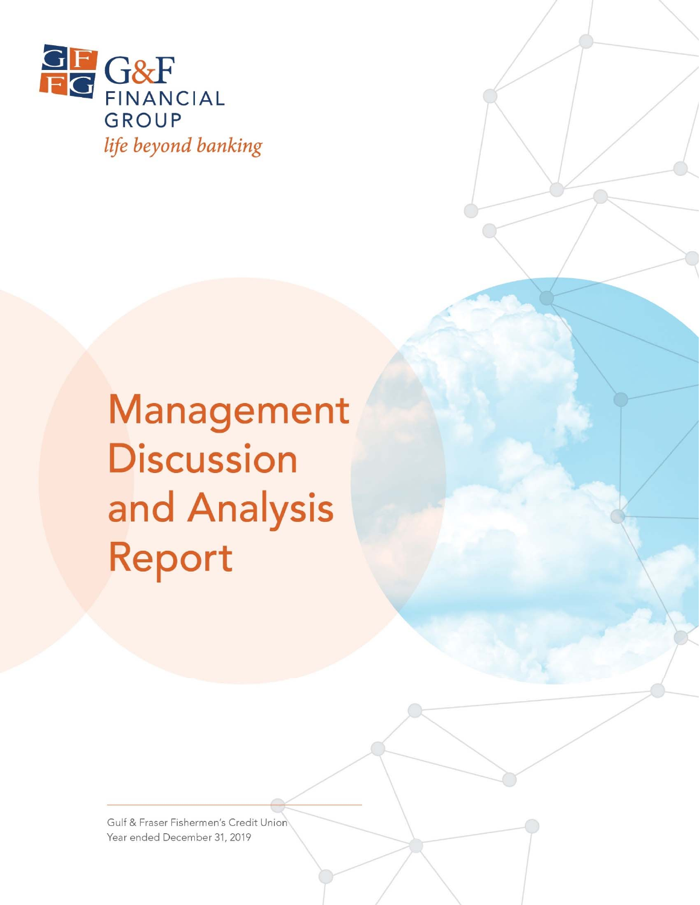G&F FINANCIAL GROUP

*life beyond banking*

# Management Discussion and Analysis Report

Gulf & Fraser Fishermen's Credit Union
Year ended December 31, 2019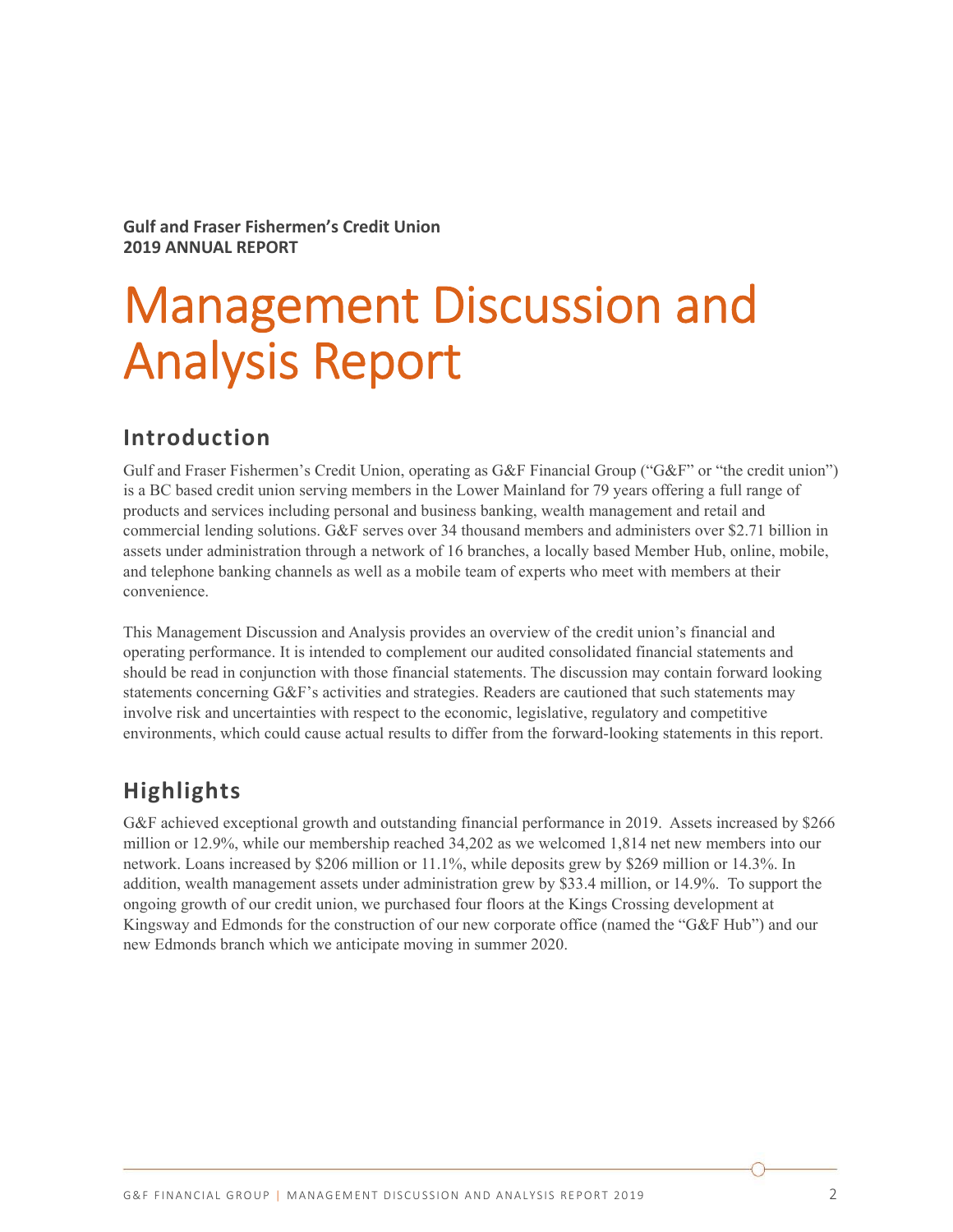**Gulf and Fraser Fishermen's Credit Union**
**2019 ANNUAL REPORT**

# Management Discussion and Analysis Report

## Introduction

Gulf and Fraser Fishermen's Credit Union, operating as G&F Financial Group ("G&F" or "the credit union") is a BC based credit union serving members in the Lower Mainland for 79 years offering a full range of products and services including personal and business banking, wealth management and retail and commercial lending solutions. G&F serves over 34 thousand members and administers over $2.71 billion in assets under administration through a network of 16 branches, a locally based Member Hub, online, mobile, and telephone banking channels as well as a mobile team of experts who meet with members at their convenience.

This Management Discussion and Analysis provides an overview of the credit union's financial and operating performance. It is intended to complement our audited consolidated financial statements and should be read in conjunction with those financial statements. The discussion may contain forward looking statements concerning G&F's activities and strategies. Readers are cautioned that such statements may involve risk and uncertainties with respect to the economic, legislative, regulatory and competitive environments, which could cause actual results to differ from the forward-looking statements in this report.

## Highlights

G&F achieved exceptional growth and outstanding financial performance in 2019. Assets increased by $266 million or 12.9%, while our membership reached 34,202 as we welcomed 1,814 net new members into our network. Loans increased by $206 million or 11.1%, while deposits grew by $269 million or 14.3%. In addition, wealth management assets under administration grew by $33.4 million, or 14.9%. To support the ongoing growth of our credit union, we purchased four floors at the Kings Crossing development at Kingsway and Edmonds for the construction of our new corporate office (named the "G&F Hub") and our new Edmonds branch which we anticipate moving in summer 2020.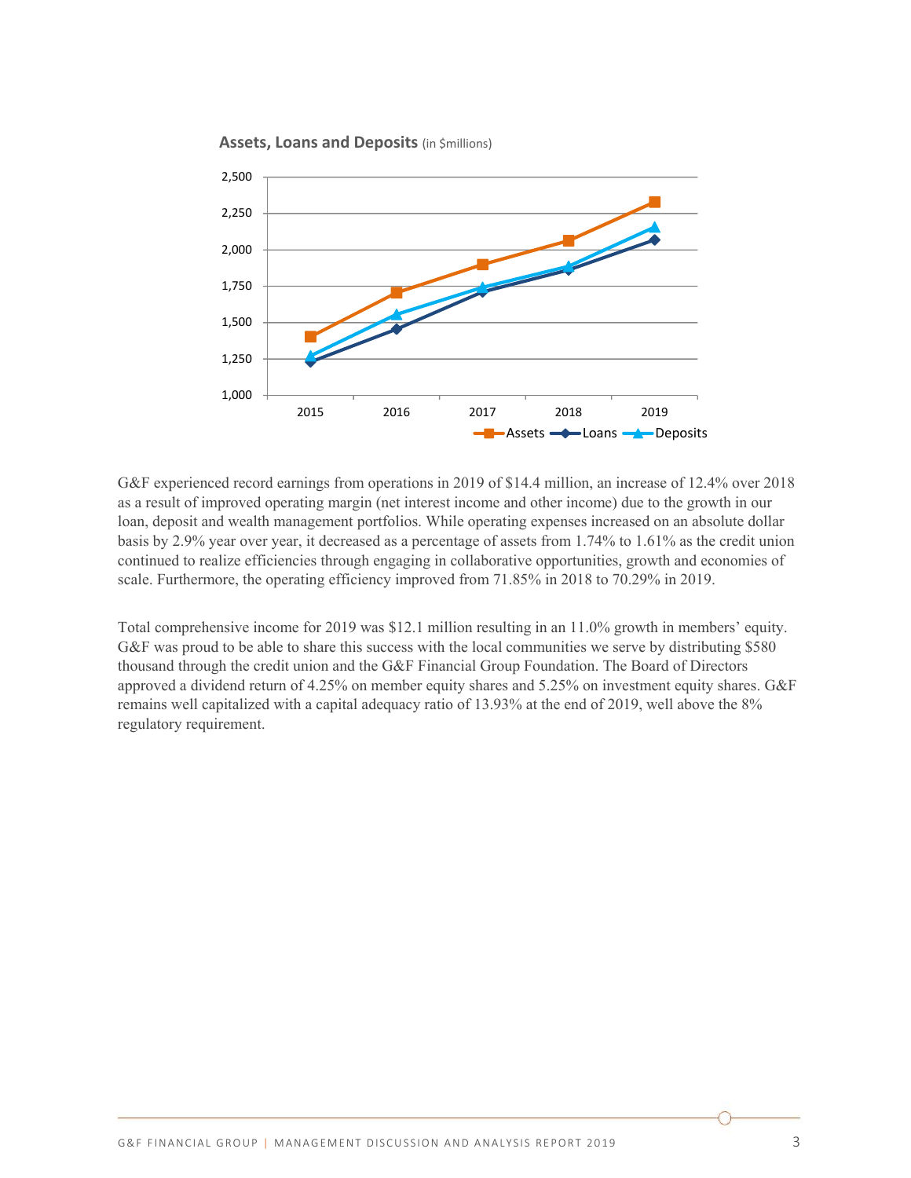**Assets, Loans and Deposits** (in $millions)

G&F experienced record earnings from operations in 2019 of $14.4 million, an increase of 12.4% over 2018 as a result of improved operating margin (net interest income and other income) due to the growth in our loan, deposit and wealth management portfolios. While operating expenses increased on an absolute dollar basis by 2.9% year over year, it decreased as a percentage of assets from 1.74% to 1.61% as the credit union continued to realize efficiencies through engaging in collaborative opportunities, growth and economies of scale. Furthermore, the operating efficiency improved from 71.85% in 2018 to 70.29% in 2019.

Total comprehensive income for 2019 was $12.1 million resulting in an 11.0% growth in members' equity. G&F was proud to be able to share this success with the local communities we serve by distributing $580 thousand through the credit union and the G&F Financial Group Foundation. The Board of Directors approved a dividend return of 4.25% on member equity shares and 5.25% on investment equity shares. G&F remains well capitalized with a capital adequacy ratio of 13.93% at the end of 2019, well above the 8% regulatory requirement.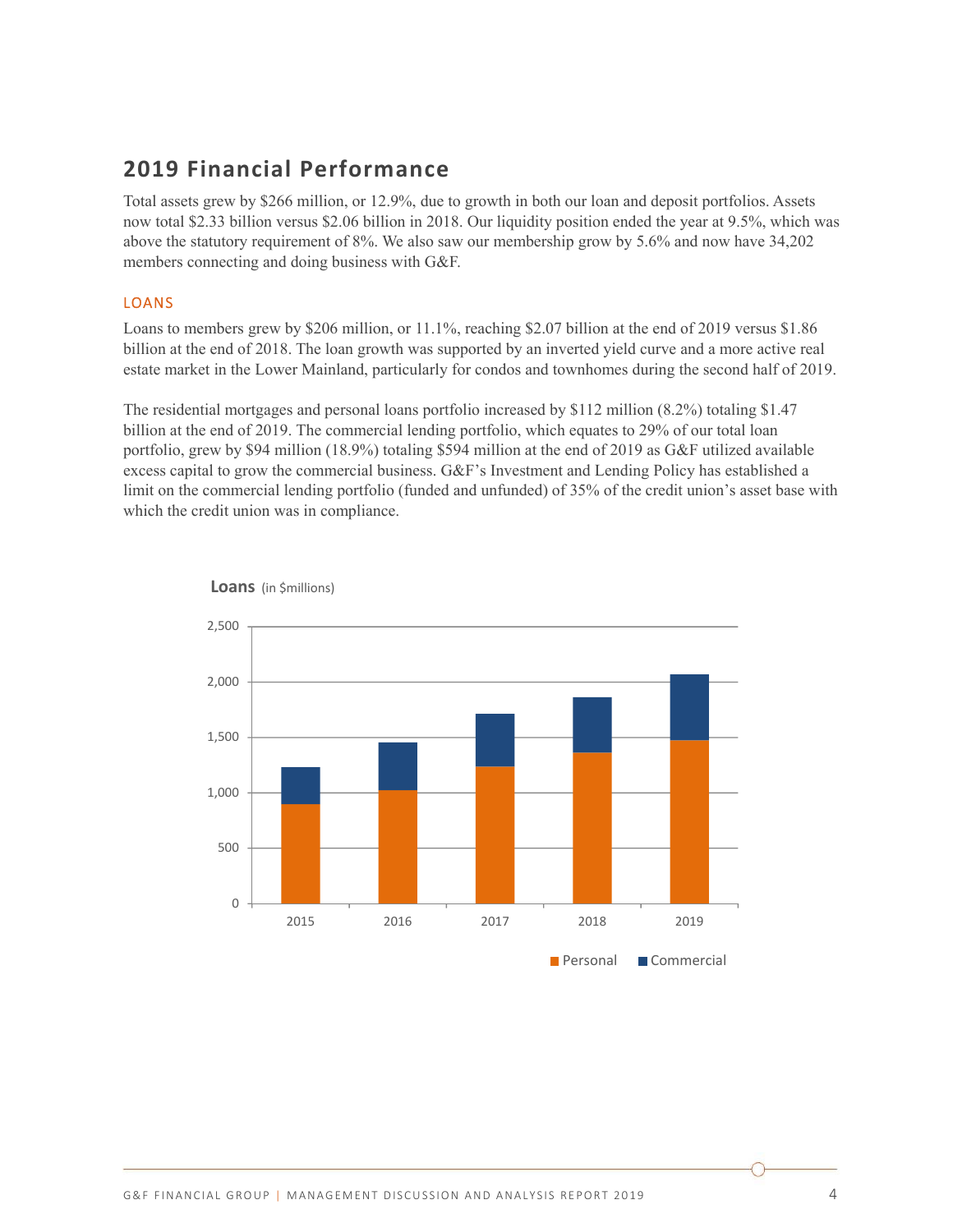## 2019 Financial Performance

Total assets grew by $266 million, or 12.9%, due to growth in both our loan and deposit portfolios. Assets now total $2.33 billion versus $2.06 billion in 2018. Our liquidity position ended the year at 9.5%, which was above the statutory requirement of 8%. We also saw our membership grow by 5.6% and now have 34,202 members connecting and doing business with G&F.

### LOANS

Loans to members grew by $206 million, or 11.1%, reaching $2.07 billion at the end of 2019 versus $1.86 billion at the end of 2018. The loan growth was supported by an inverted yield curve and a more active real estate market in the Lower Mainland, particularly for condos and townhomes during the second half of 2019.

The residential mortgages and personal loans portfolio increased by $112 million (8.2%) totaling $1.47 billion at the end of 2019. The commercial lending portfolio, which equates to 29% of our total loan portfolio, grew by $94 million (18.9%) totaling $594 million at the end of 2019 as G&F utilized available excess capital to grow the commercial business. G&F's Investment and Lending Policy has established a limit on the commercial lending portfolio (funded and unfunded) of 35% of the credit union's asset base with which the credit union was in compliance.

**Loans** (in $millions)

[Stacked bar chart, 2015–2019: Personal and Commercial loans; y-axis 0 to 2,500]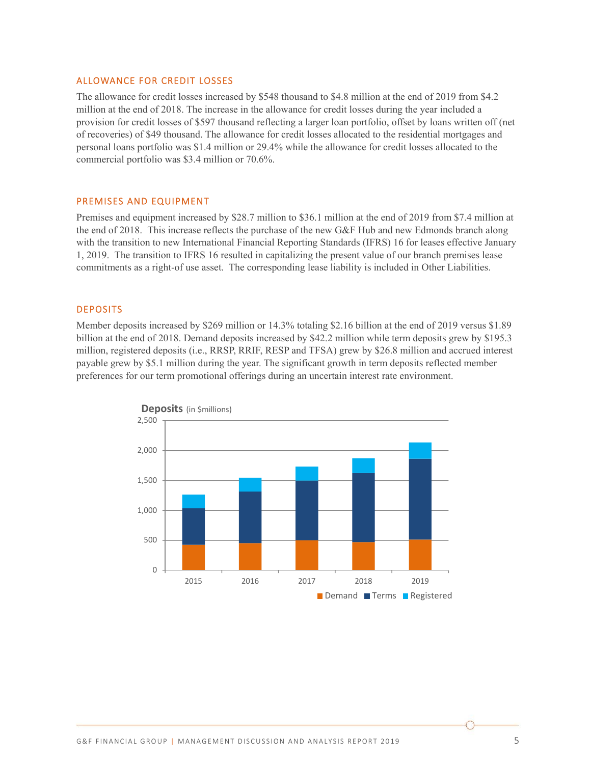## ALLOWANCE FOR CREDIT LOSSES

The allowance for credit losses increased by $548 thousand to $4.8 million at the end of 2019 from $4.2 million at the end of 2018. The increase in the allowance for credit losses during the year included a provision for credit losses of $597 thousand reflecting a larger loan portfolio, offset by loans written off (net of recoveries) of $49 thousand. The allowance for credit losses allocated to the residential mortgages and personal loans portfolio was $1.4 million or 29.4% while the allowance for credit losses allocated to the commercial portfolio was $3.4 million or 70.6%.

## PREMISES AND EQUIPMENT

Premises and equipment increased by $28.7 million to $36.1 million at the end of 2019 from $7.4 million at the end of 2018. This increase reflects the purchase of the new G&F Hub and new Edmonds branch along with the transition to new International Financial Reporting Standards (IFRS) 16 for leases effective January 1, 2019. The transition to IFRS 16 resulted in capitalizing the present value of our branch premises lease commitments as a right-of use asset. The corresponding lease liability is included in Other Liabilities.

## DEPOSITS

Member deposits increased by $269 million or 14.3% totaling $2.16 billion at the end of 2019 versus $1.89 billion at the end of 2018. Demand deposits increased by $42.2 million while term deposits grew by $195.3 million, registered deposits (i.e., RRSP, RRIF, RESP and TFSA) grew by $26.8 million and accrued interest payable grew by $5.1 million during the year. The significant growth in term deposits reflected member preferences for our term promotional offerings during an uncertain interest rate environment.

**Deposits** (in $millions)

Chart: stacked bars for 2015, 2016, 2017, 2018, 2019 showing Demand, Terms and Registered deposits (y-axis 0 to 2,500).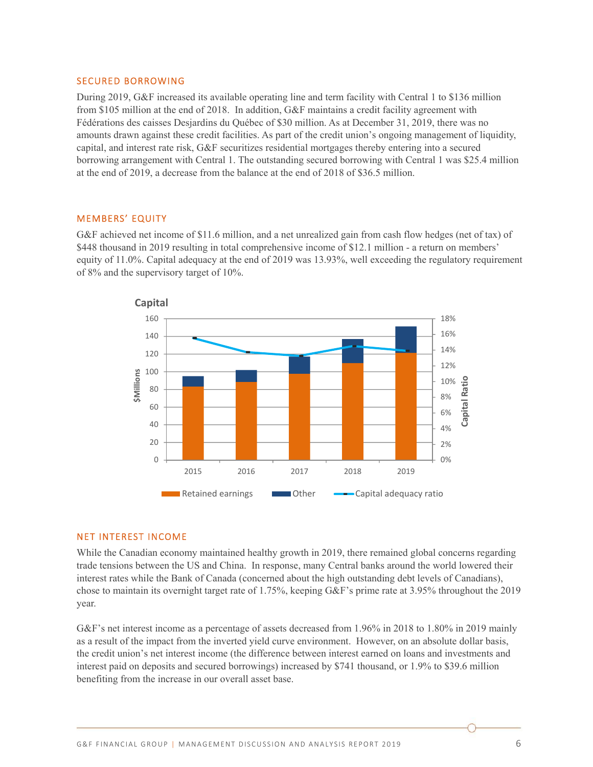## SECURED BORROWING

During 2019, G&F increased its available operating line and term facility with Central 1 to $136 million from $105 million at the end of 2018. In addition, G&F maintains a credit facility agreement with Fédérations des caisses Desjardins du Québec of $30 million. As at December 31, 2019, there was no amounts drawn against these credit facilities. As part of the credit union's ongoing management of liquidity, capital, and interest rate risk, G&F securitizes residential mortgages thereby entering into a secured borrowing arrangement with Central 1. The outstanding secured borrowing with Central 1 was $25.4 million at the end of 2019, a decrease from the balance at the end of 2018 of $36.5 million.

## MEMBERS' EQUITY

G&F achieved net income of $11.6 million, and a net unrealized gain from cash flow hedges (net of tax) of $448 thousand in 2019 resulting in total comprehensive income of $12.1 million - a return on members' equity of 11.0%. Capital adequacy at the end of 2019 was 13.93%, well exceeding the regulatory requirement of 8% and the supervisory target of 10%.

**Capital**

| Year | Retained earnings ($Millions) | Other ($Millions) | Capital adequacy ratio |
|---|---|---|---|
| 2015 | ~83 | ~12 | ~15.6% |
| 2016 | ~88 | ~14 | ~13.8% |
| 2017 | ~98 | ~19 | ~13.4% |
| 2018 | ~110 | ~27 | ~14.6% |
| 2019 | ~121 | ~30 | ~13.9% |

## NET INTEREST INCOME

While the Canadian economy maintained healthy growth in 2019, there remained global concerns regarding trade tensions between the US and China. In response, many Central banks around the world lowered their interest rates while the Bank of Canada (concerned about the high outstanding debt levels of Canadians), chose to maintain its overnight target rate of 1.75%, keeping G&F's prime rate at 3.95% throughout the 2019 year.

G&F's net interest income as a percentage of assets decreased from 1.96% in 2018 to 1.80% in 2019 mainly as a result of the impact from the inverted yield curve environment. However, on an absolute dollar basis, the credit union's net interest income (the difference between interest earned on loans and investments and interest paid on deposits and secured borrowings) increased by $741 thousand, or 1.9% to $39.6 million benefiting from the increase in our overall asset base.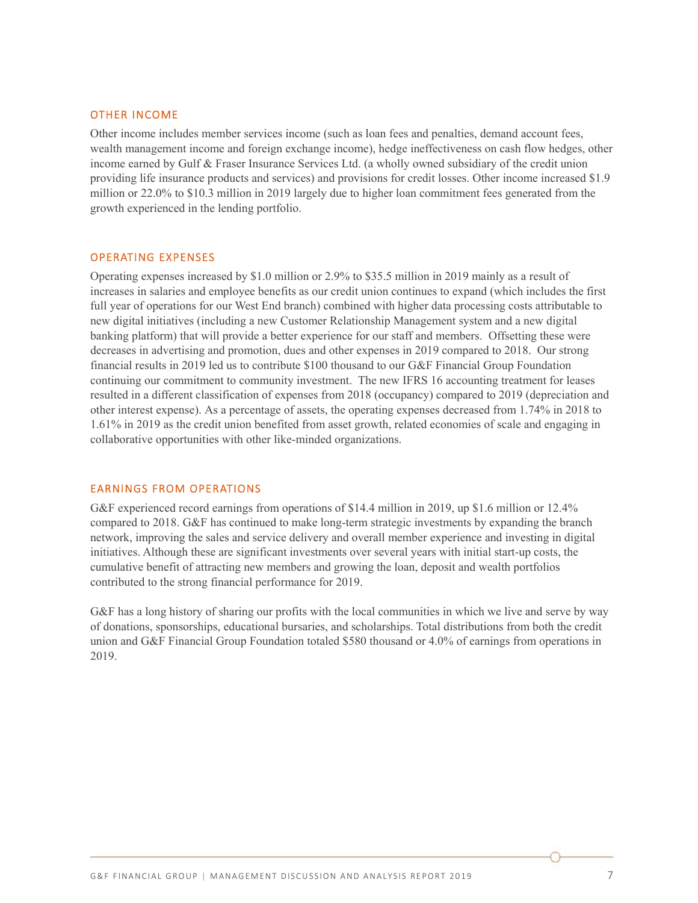## OTHER INCOME

Other income includes member services income (such as loan fees and penalties, demand account fees, wealth management income and foreign exchange income), hedge ineffectiveness on cash flow hedges, other income earned by Gulf & Fraser Insurance Services Ltd. (a wholly owned subsidiary of the credit union providing life insurance products and services) and provisions for credit losses. Other income increased $1.9 million or 22.0% to $10.3 million in 2019 largely due to higher loan commitment fees generated from the growth experienced in the lending portfolio.

## OPERATING EXPENSES

Operating expenses increased by $1.0 million or 2.9% to $35.5 million in 2019 mainly as a result of increases in salaries and employee benefits as our credit union continues to expand (which includes the first full year of operations for our West End branch) combined with higher data processing costs attributable to new digital initiatives (including a new Customer Relationship Management system and a new digital banking platform) that will provide a better experience for our staff and members. Offsetting these were decreases in advertising and promotion, dues and other expenses in 2019 compared to 2018. Our strong financial results in 2019 led us to contribute $100 thousand to our G&F Financial Group Foundation continuing our commitment to community investment. The new IFRS 16 accounting treatment for leases resulted in a different classification of expenses from 2018 (occupancy) compared to 2019 (depreciation and other interest expense). As a percentage of assets, the operating expenses decreased from 1.74% in 2018 to 1.61% in 2019 as the credit union benefited from asset growth, related economies of scale and engaging in collaborative opportunities with other like-minded organizations.

## EARNINGS FROM OPERATIONS

G&F experienced record earnings from operations of $14.4 million in 2019, up $1.6 million or 12.4% compared to 2018. G&F has continued to make long-term strategic investments by expanding the branch network, improving the sales and service delivery and overall member experience and investing in digital initiatives. Although these are significant investments over several years with initial start-up costs, the cumulative benefit of attracting new members and growing the loan, deposit and wealth portfolios contributed to the strong financial performance for 2019.

G&F has a long history of sharing our profits with the local communities in which we live and serve by way of donations, sponsorships, educational bursaries, and scholarships. Total distributions from both the credit union and G&F Financial Group Foundation totaled $580 thousand or 4.0% of earnings from operations in 2019.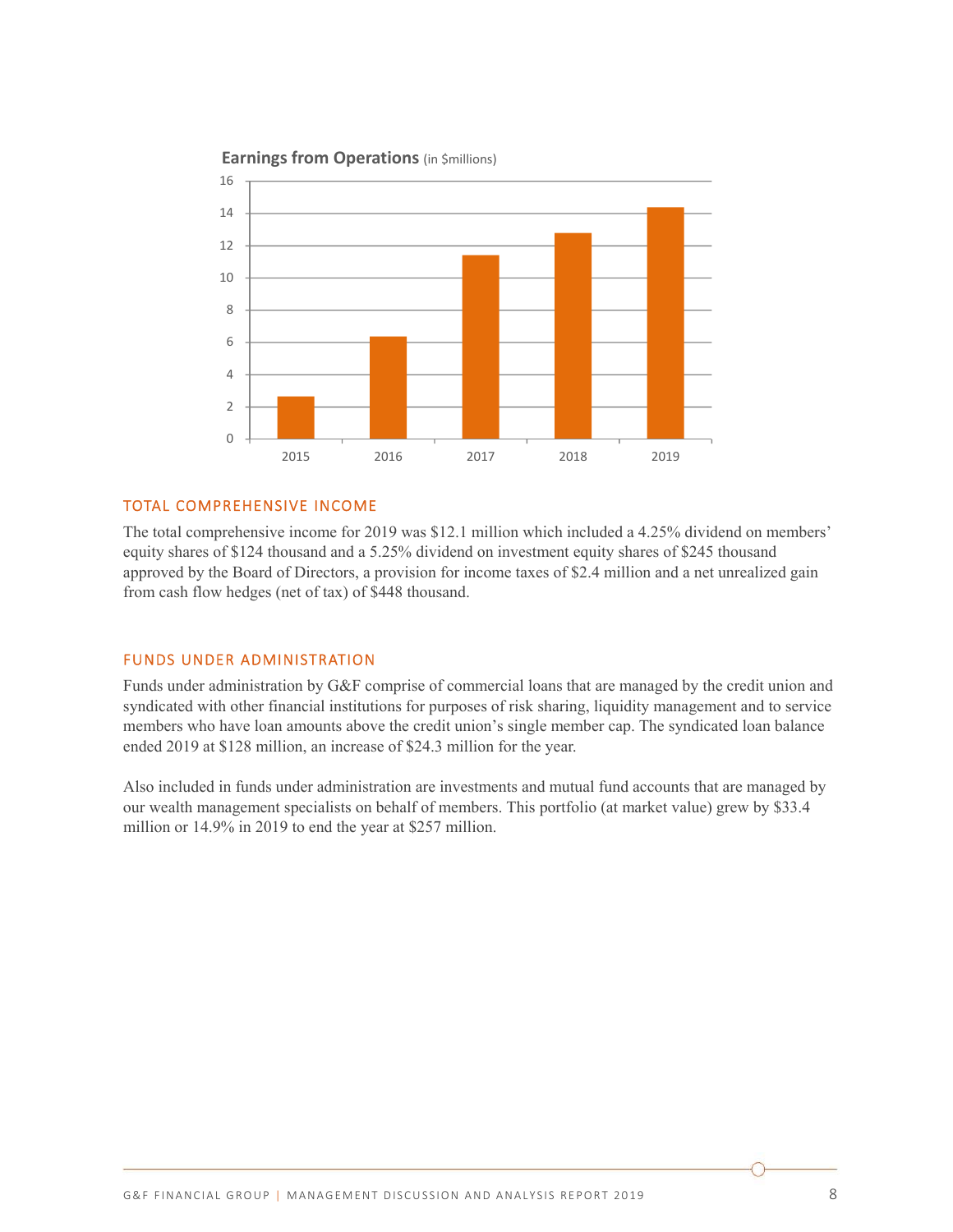**Earnings from Operations** (in $millions)

## TOTAL COMPREHENSIVE INCOME

The total comprehensive income for 2019 was $12.1 million which included a 4.25% dividend on members' equity shares of $124 thousand and a 5.25% dividend on investment equity shares of $245 thousand approved by the Board of Directors, a provision for income taxes of $2.4 million and a net unrealized gain from cash flow hedges (net of tax) of $448 thousand.

## FUNDS UNDER ADMINISTRATION

Funds under administration by G&F comprise of commercial loans that are managed by the credit union and syndicated with other financial institutions for purposes of risk sharing, liquidity management and to service members who have loan amounts above the credit union's single member cap. The syndicated loan balance ended 2019 at $128 million, an increase of $24.3 million for the year.

Also included in funds under administration are investments and mutual fund accounts that are managed by our wealth management specialists on behalf of members. This portfolio (at market value) grew by $33.4 million or 14.9% in 2019 to end the year at $257 million.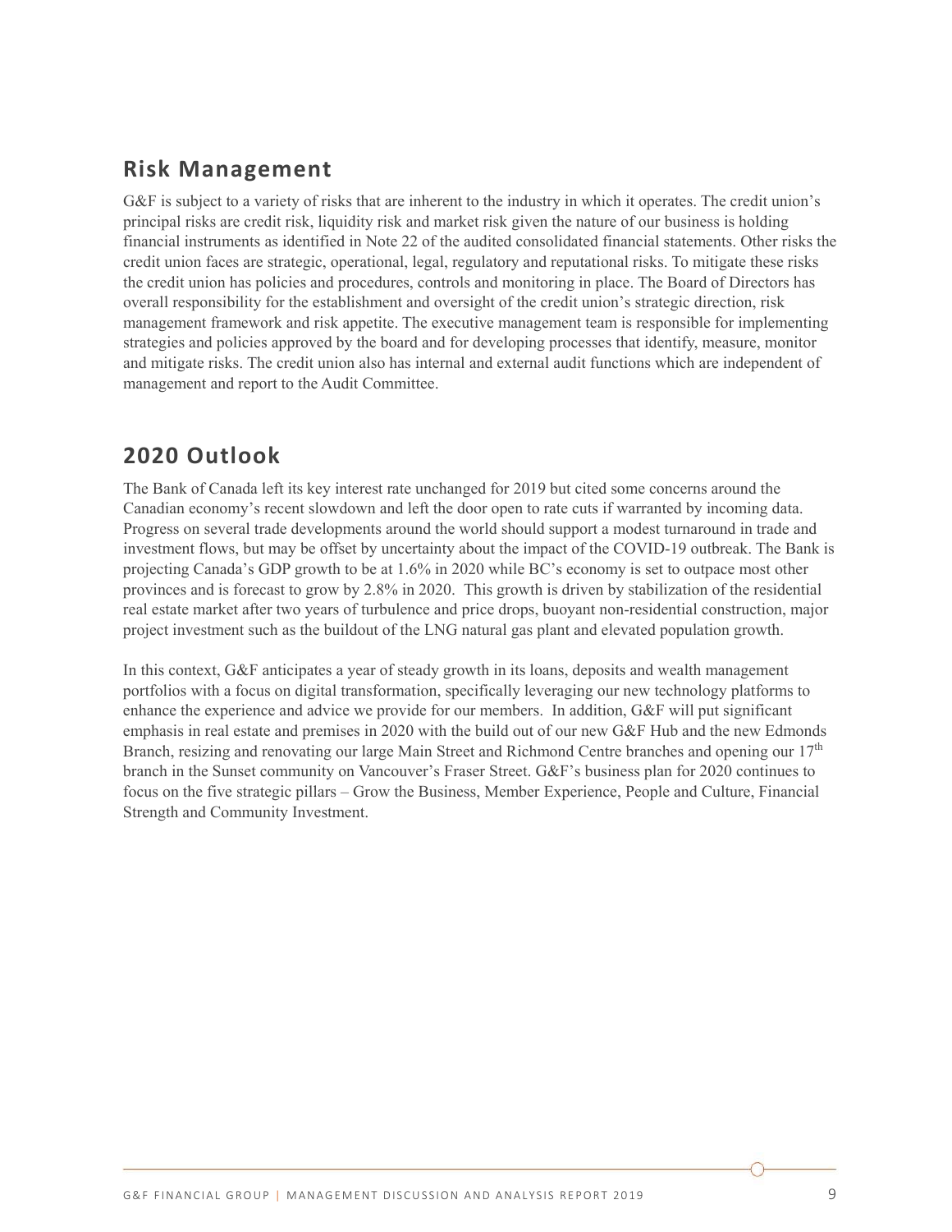## Risk Management

G&F is subject to a variety of risks that are inherent to the industry in which it operates. The credit union's principal risks are credit risk, liquidity risk and market risk given the nature of our business is holding financial instruments as identified in Note 22 of the audited consolidated financial statements. Other risks the credit union faces are strategic, operational, legal, regulatory and reputational risks. To mitigate these risks the credit union has policies and procedures, controls and monitoring in place. The Board of Directors has overall responsibility for the establishment and oversight of the credit union's strategic direction, risk management framework and risk appetite. The executive management team is responsible for implementing strategies and policies approved by the board and for developing processes that identify, measure, monitor and mitigate risks. The credit union also has internal and external audit functions which are independent of management and report to the Audit Committee.

## 2020 Outlook

The Bank of Canada left its key interest rate unchanged for 2019 but cited some concerns around the Canadian economy's recent slowdown and left the door open to rate cuts if warranted by incoming data. Progress on several trade developments around the world should support a modest turnaround in trade and investment flows, but may be offset by uncertainty about the impact of the COVID-19 outbreak. The Bank is projecting Canada's GDP growth to be at 1.6% in 2020 while BC's economy is set to outpace most other provinces and is forecast to grow by 2.8% in 2020. This growth is driven by stabilization of the residential real estate market after two years of turbulence and price drops, buoyant non-residential construction, major project investment such as the buildout of the LNG natural gas plant and elevated population growth.

In this context, G&F anticipates a year of steady growth in its loans, deposits and wealth management portfolios with a focus on digital transformation, specifically leveraging our new technology platforms to enhance the experience and advice we provide for our members. In addition, G&F will put significant emphasis in real estate and premises in 2020 with the build out of our new G&F Hub and the new Edmonds Branch, resizing and renovating our large Main Street and Richmond Centre branches and opening our 17th branch in the Sunset community on Vancouver's Fraser Street. G&F's business plan for 2020 continues to focus on the five strategic pillars – Grow the Business, Member Experience, People and Culture, Financial Strength and Community Investment.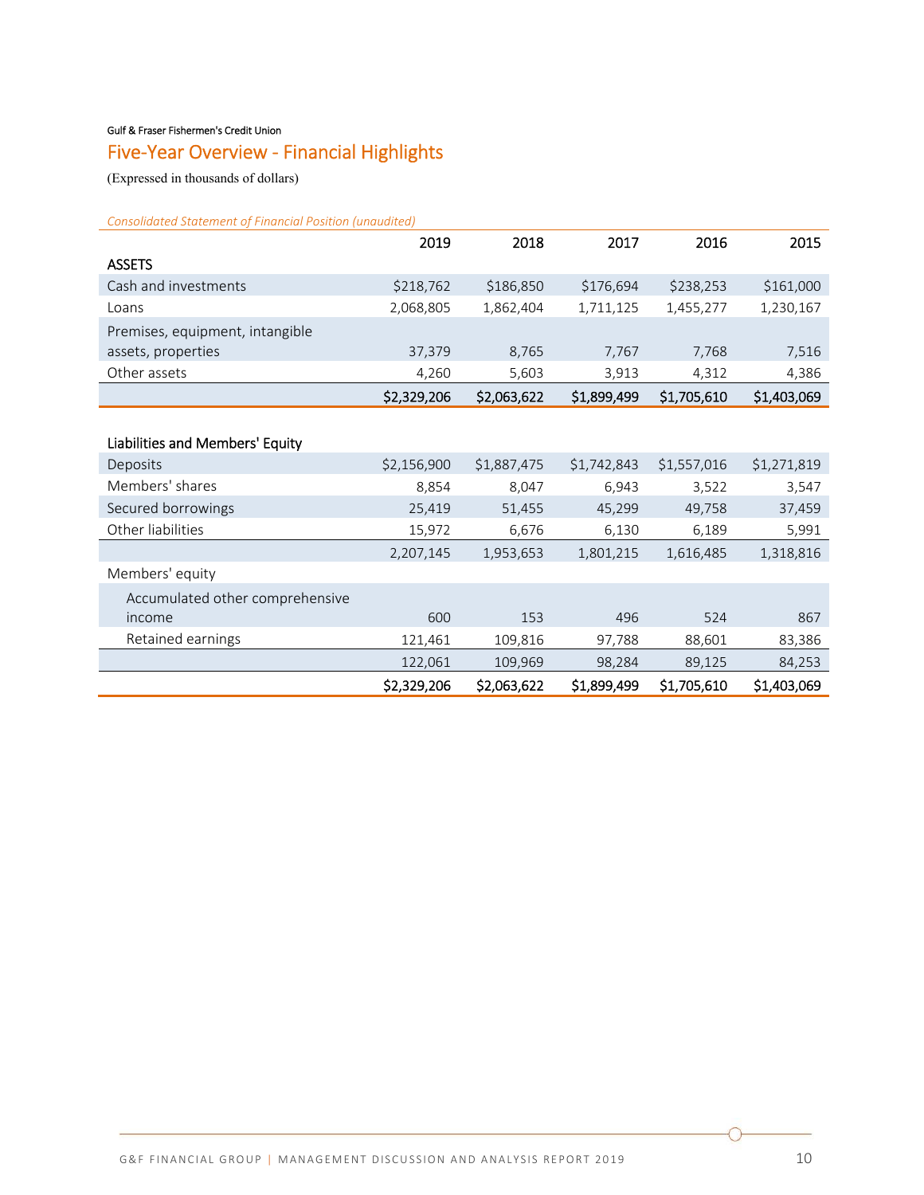Gulf & Fraser Fishermen's Credit Union

## Five-Year Overview - Financial Highlights

(Expressed in thousands of dollars)

*Consolidated Statement of Financial Position (unaudited)*

| | 2019 | 2018 | 2017 | 2016 | 2015 |
|---|---|---|---|---|---|
| **ASSETS** | | | | | |
| Cash and investments | $218,762 | $186,850 | $176,694 | $238,253 | $161,000 |
| Loans | 2,068,805 | 1,862,404 | 1,711,125 | 1,455,277 | 1,230,167 |
| Premises, equipment, intangible assets, properties | 37,379 | 8,765 | 7,767 | 7,768 | 7,516 |
| Other assets | 4,260 | 5,603 | 3,913 | 4,312 | 4,386 |
| | **$2,329,206** | **$2,063,622** | **$1,899,499** | **$1,705,610** | **$1,403,069** |
| | | | | | |
| **Liabilities and Members' Equity** | | | | | |
| Deposits | $2,156,900 | $1,887,475 | $1,742,843 | $1,557,016 | $1,271,819 |
| Members' shares | 8,854 | 8,047 | 6,943 | 3,522 | 3,547 |
| Secured borrowings | 25,419 | 51,455 | 45,299 | 49,758 | 37,459 |
| Other liabilities | 15,972 | 6,676 | 6,130 | 6,189 | 5,991 |
| | 2,207,145 | 1,953,653 | 1,801,215 | 1,616,485 | 1,318,816 |
| Members' equity | | | | | |
| Accumulated other comprehensive income | 600 | 153 | 496 | 524 | 867 |
| Retained earnings | 121,461 | 109,816 | 97,788 | 88,601 | 83,386 |
| | 122,061 | 109,969 | 98,284 | 89,125 | 84,253 |
| | $2,329,206 | $2,063,622 | $1,899,499 | $1,705,610 | $1,403,069 |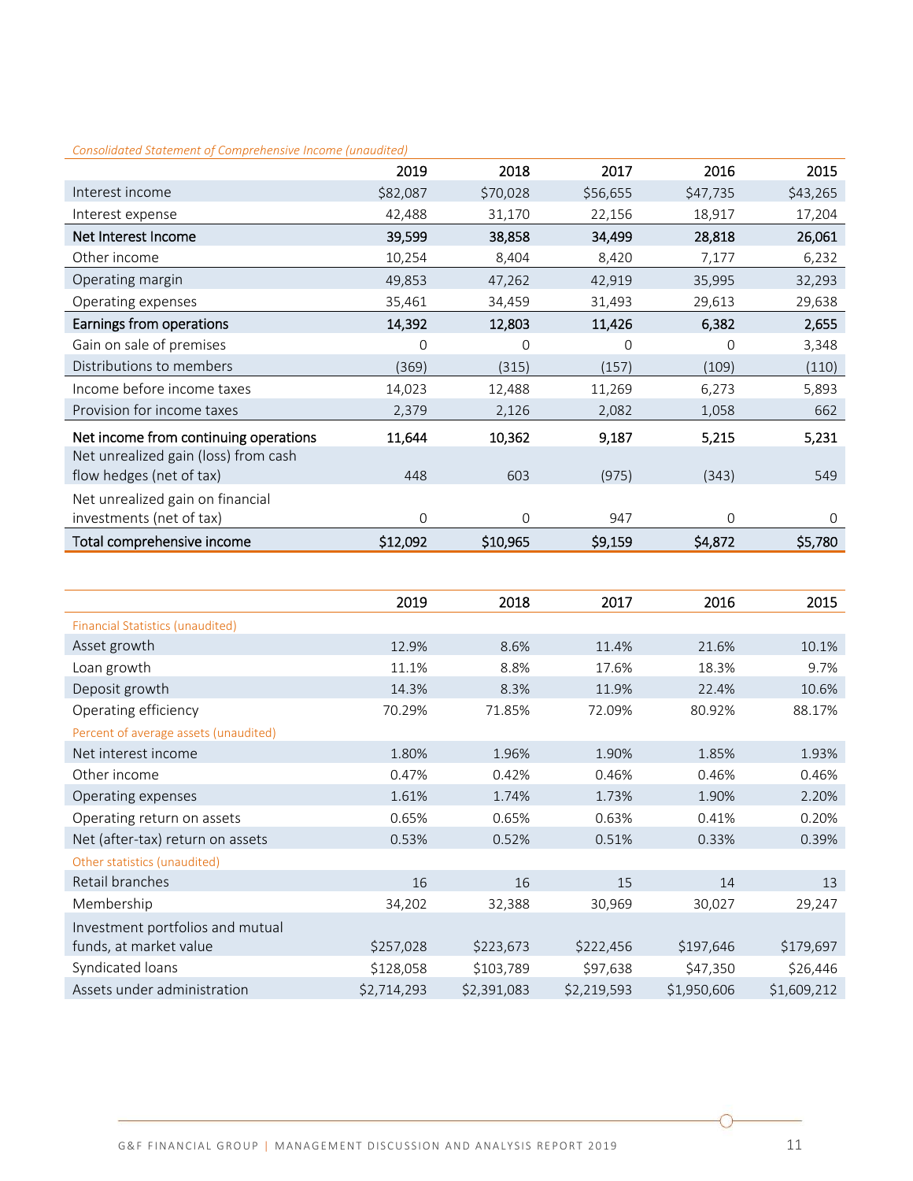*Consolidated Statement of Comprehensive Income (unaudited)*

| | 2019 | 2018 | 2017 | 2016 | 2015 |
|---|---|---|---|---|---|
| Interest income | $82,087 | $70,028 | $56,655 | $47,735 | $43,265 |
| Interest expense | 42,488 | 31,170 | 22,156 | 18,917 | 17,204 |
| **Net Interest Income** | **39,599** | **38,858** | **34,499** | **28,818** | **26,061** |
| Other income | 10,254 | 8,404 | 8,420 | 7,177 | 6,232 |
| Operating margin | 49,853 | 47,262 | 42,919 | 35,995 | 32,293 |
| Operating expenses | 35,461 | 34,459 | 31,493 | 29,613 | 29,638 |
| **Earnings from operations** | **14,392** | **12,803** | **11,426** | **6,382** | **2,655** |
| Gain on sale of premises | 0 | 0 | 0 | 0 | 3,348 |
| Distributions to members | (369) | (315) | (157) | (109) | (110) |
| Income before income taxes | 14,023 | 12,488 | 11,269 | 6,273 | 5,893 |
| Provision for income taxes | 2,379 | 2,126 | 2,082 | 1,058 | 662 |
| **Net income from continuing operations** | **11,644** | **10,362** | **9,187** | **5,215** | **5,231** |
| Net unrealized gain (loss) from cash flow hedges (net of tax) | 448 | 603 | (975) | (343) | 549 |
| Net unrealized gain on financial investments (net of tax) | 0 | 0 | 947 | 0 | 0 |
| **Total comprehensive income** | **$12,092** | **$10,965** | **$9,159** | **$4,872** | **$5,780** |

| | 2019 | 2018 | 2017 | 2016 | 2015 |
|---|---|---|---|---|---|
| Financial Statistics (unaudited) | | | | | |
| Asset growth | 12.9% | 8.6% | 11.4% | 21.6% | 10.1% |
| Loan growth | 11.1% | 8.8% | 17.6% | 18.3% | 9.7% |
| Deposit growth | 14.3% | 8.3% | 11.9% | 22.4% | 10.6% |
| Operating efficiency | 70.29% | 71.85% | 72.09% | 80.92% | 88.17% |
| Percent of average assets (unaudited) | | | | | |
| Net interest income | 1.80% | 1.96% | 1.90% | 1.85% | 1.93% |
| Other income | 0.47% | 0.42% | 0.46% | 0.46% | 0.46% |
| Operating expenses | 1.61% | 1.74% | 1.73% | 1.90% | 2.20% |
| Operating return on assets | 0.65% | 0.65% | 0.63% | 0.41% | 0.20% |
| Net (after-tax) return on assets | 0.53% | 0.52% | 0.51% | 0.33% | 0.39% |
| Other statistics (unaudited) | | | | | |
| Retail branches | 16 | 16 | 15 | 14 | 13 |
| Membership | 34,202 | 32,388 | 30,969 | 30,027 | 29,247 |
| Investment portfolios and mutual funds, at market value | $257,028 | $223,673 | $222,456 | $197,646 | $179,697 |
| Syndicated loans | $128,058 | $103,789 | $97,638 | $47,350 | $26,446 |
| Assets under administration | $2,714,293 | $2,391,083 | $2,219,593 | $1,950,606 | $1,609,212 |